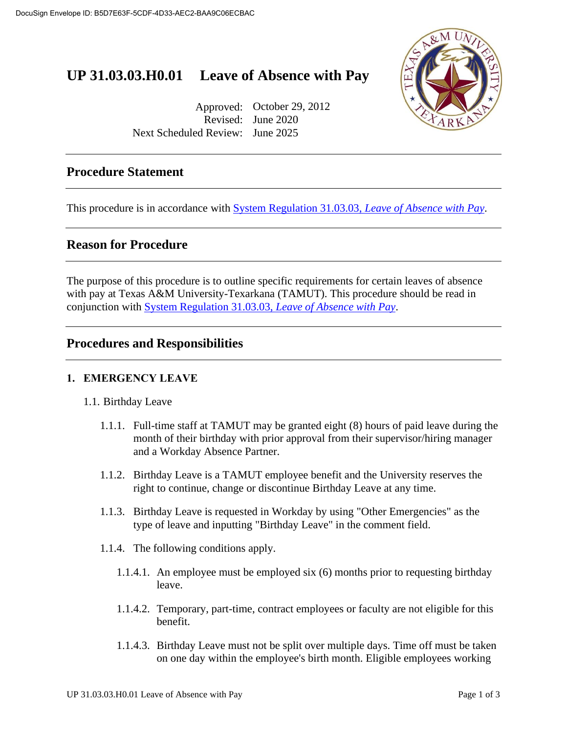# UP 31.03.03.H0.01 Leave of Absence with Pay

Approved: October 29, 2012
Revised: June 2020
Next Scheduled Review: June 2025

## Procedure Statement

This procedure is in accordance with [System Regulation 31.03.03, *Leave of Absence with Pay*](#).

## Reason for Procedure

The purpose of this procedure is to outline specific requirements for certain leaves of absence with pay at Texas A&M University-Texarkana (TAMUT). This procedure should be read in conjunction with [System Regulation 31.03.03, *Leave of Absence with Pay*](#).

## Procedures and Responsibilities

### 1. EMERGENCY LEAVE

1.1. Birthday Leave

1.1.1. Full-time staff at TAMUT may be granted eight (8) hours of paid leave during the month of their birthday with prior approval from their supervisor/hiring manager and a Workday Absence Partner.

1.1.2. Birthday Leave is a TAMUT employee benefit and the University reserves the right to continue, change or discontinue Birthday Leave at any time.

1.1.3. Birthday Leave is requested in Workday by using "Other Emergencies" as the type of leave and inputting "Birthday Leave" in the comment field.

1.1.4. The following conditions apply.

1.1.4.1. An employee must be employed six (6) months prior to requesting birthday leave.

1.1.4.2. Temporary, part-time, contract employees or faculty are not eligible for this benefit.

1.1.4.3. Birthday Leave must not be split over multiple days. Time off must be taken on one day within the employee's birth month. Eligible employees working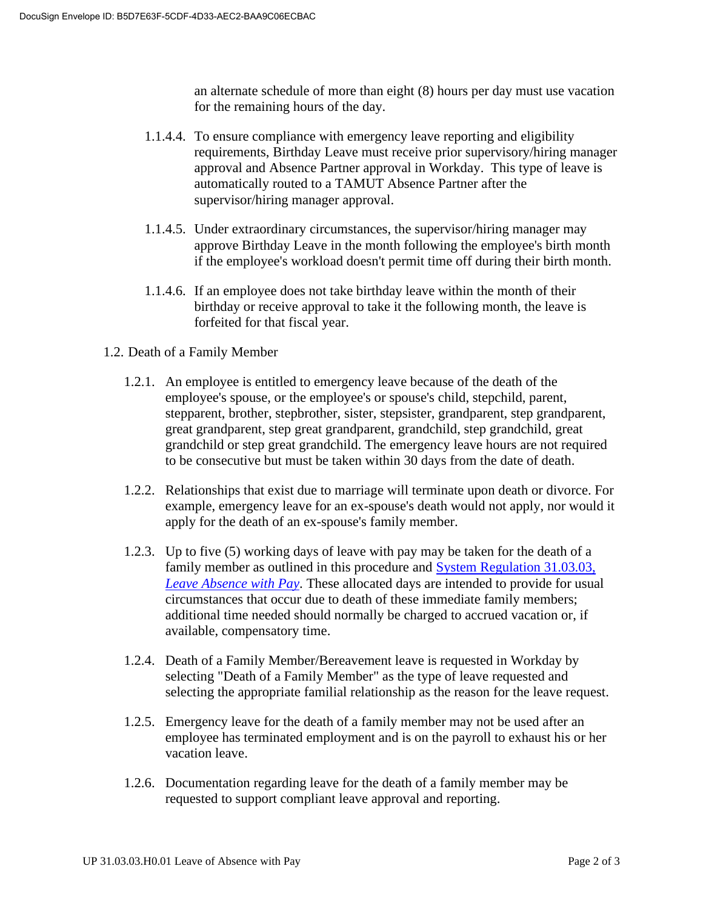an alternate schedule of more than eight (8) hours per day must use vacation for the remaining hours of the day.

1.1.4.4. To ensure compliance with emergency leave reporting and eligibility requirements, Birthday Leave must receive prior supervisory/hiring manager approval and Absence Partner approval in Workday. This type of leave is automatically routed to a TAMUT Absence Partner after the supervisor/hiring manager approval.

1.1.4.5. Under extraordinary circumstances, the supervisor/hiring manager may approve Birthday Leave in the month following the employee's birth month if the employee's workload doesn't permit time off during their birth month.

1.1.4.6. If an employee does not take birthday leave within the month of their birthday or receive approval to take it the following month, the leave is forfeited for that fiscal year.

1.2. Death of a Family Member

1.2.1. An employee is entitled to emergency leave because of the death of the employee's spouse, or the employee's or spouse's child, stepchild, parent, stepparent, brother, stepbrother, sister, stepsister, grandparent, step grandparent, great grandparent, step great grandparent, grandchild, step grandchild, great grandchild or step great grandchild. The emergency leave hours are not required to be consecutive but must be taken within 30 days from the date of death.

1.2.2. Relationships that exist due to marriage will terminate upon death or divorce. For example, emergency leave for an ex-spouse's death would not apply, nor would it apply for the death of an ex-spouse's family member.

1.2.3. Up to five (5) working days of leave with pay may be taken for the death of a family member as outlined in this procedure and System Regulation 31.03.03, *Leave Absence with Pay*. These allocated days are intended to provide for usual circumstances that occur due to death of these immediate family members; additional time needed should normally be charged to accrued vacation or, if available, compensatory time.

1.2.4. Death of a Family Member/Bereavement leave is requested in Workday by selecting "Death of a Family Member" as the type of leave requested and selecting the appropriate familial relationship as the reason for the leave request.

1.2.5. Emergency leave for the death of a family member may not be used after an employee has terminated employment and is on the payroll to exhaust his or her vacation leave.

1.2.6. Documentation regarding leave for the death of a family member may be requested to support compliant leave approval and reporting.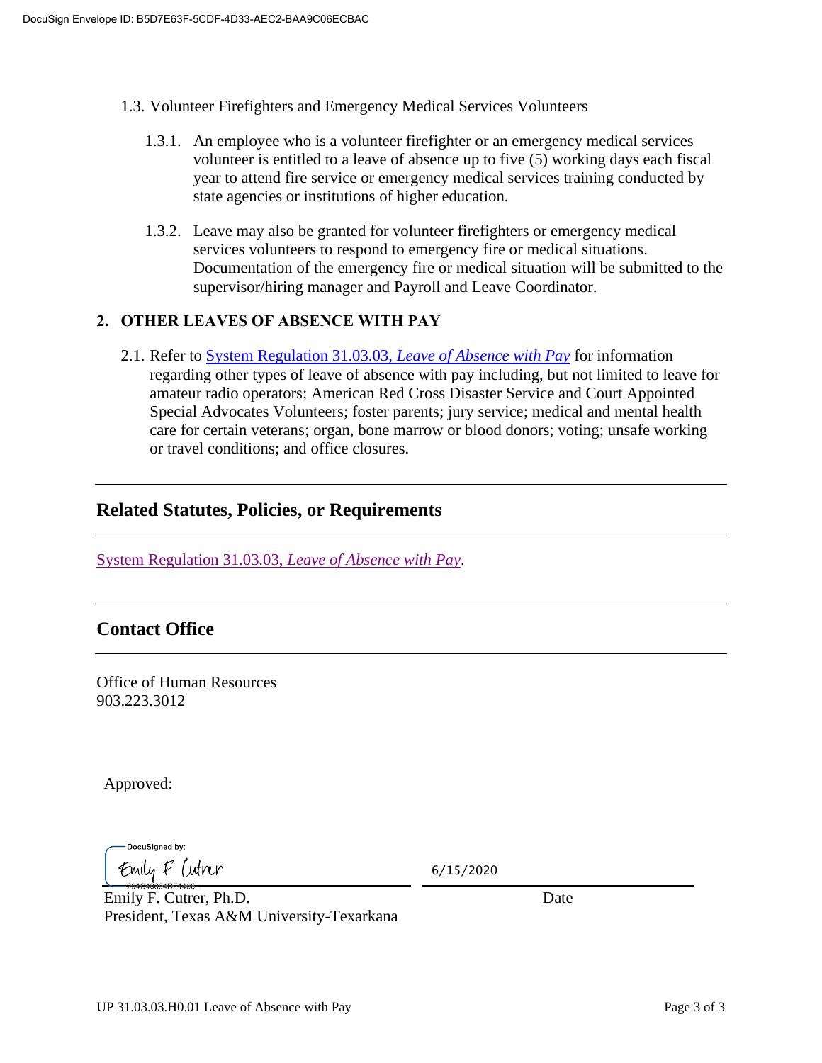1.3. Volunteer Firefighters and Emergency Medical Services Volunteers

1.3.1. An employee who is a volunteer firefighter or an emergency medical services volunteer is entitled to a leave of absence up to five (5) working days each fiscal year to attend fire service or emergency medical services training conducted by state agencies or institutions of higher education.

1.3.2. Leave may also be granted for volunteer firefighters or emergency medical services volunteers to respond to emergency fire or medical situations. Documentation of the emergency fire or medical situation will be submitted to the supervisor/hiring manager and Payroll and Leave Coordinator.

## 2. OTHER LEAVES OF ABSENCE WITH PAY

2.1. Refer to System Regulation 31.03.03, *Leave of Absence with Pay* for information regarding other types of leave of absence with pay including, but not limited to leave for amateur radio operators; American Red Cross Disaster Service and Court Appointed Special Advocates Volunteers; foster parents; jury service; medical and mental health care for certain veterans; organ, bone marrow or blood donors; voting; unsafe working or travel conditions; and office closures.

## Related Statutes, Policies, or Requirements

System Regulation 31.03.03, *Leave of Absence with Pay*.

## Contact Office

Office of Human Resources
903.223.3012

Approved:

DocuSigned by: Emily F Cutrer — 6/15/2020

Emily F. Cutrer, Ph.D.
President, Texas A&M University-Texarkana

Date